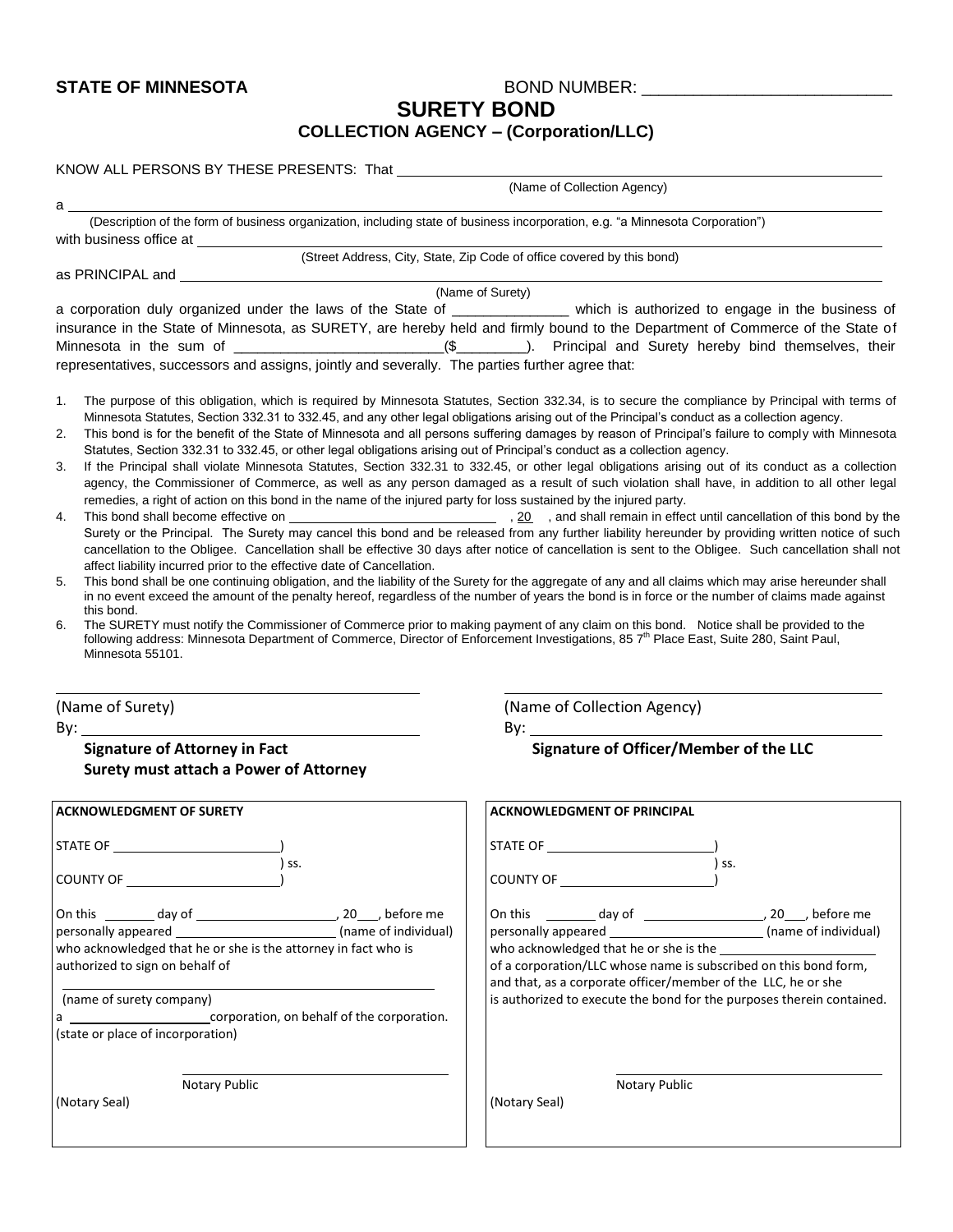**STATE OF MINNESOTA** BOND NUMBER: ___________________________

# SURETY BOND

## COLLECTION AGENCY – (Corporation/LLC)

KNOW ALL PERSONS BY THESE PRESENTS: That ______________________________________________

(Name of Collection Agency)

a ______________________________________________________________________________

(Description of the form of business organization, including state of business incorporation, e.g. "a Minnesota Corporation")

with business office at ______________________________________________________________

(Street Address, City, State, Zip Code of office covered by this bond)

as PRINCIPAL and ___________________________________________________________________

(Name of Surety)

a corporation duly organized under the laws of the State of ______________ which is authorized to engage in the business of insurance in the State of Minnesota, as SURETY, are hereby held and firmly bound to the Department of Commerce of the State of Minnesota in the sum of __________________________($_________). Principal and Surety hereby bind themselves, their representatives, successors and assigns, jointly and severally. The parties further agree that:

1. The purpose of this obligation, which is required by Minnesota Statutes, Section 332.34, is to secure the compliance by Principal with terms of Minnesota Statutes, Section 332.31 to 332.45, and any other legal obligations arising out of the Principal's conduct as a collection agency.
2. This bond is for the benefit of the State of Minnesota and all persons suffering damages by reason of Principal's failure to comply with Minnesota Statutes, Section 332.31 to 332.45, or other legal obligations arising out of Principal's conduct as a collection agency.
3. If the Principal shall violate Minnesota Statutes, Section 332.31 to 332.45, or other legal obligations arising out of its conduct as a collection agency, the Commissioner of Commerce, as well as any person damaged as a result of such violation shall have, in addition to all other legal remedies, a right of action on this bond in the name of the injured party for loss sustained by the injured party.
4. This bond shall become effective on ____________________________ , 20 , and shall remain in effect until cancellation of this bond by the Surety or the Principal. The Surety may cancel this bond and be released from any further liability hereunder by providing written notice of such cancellation to the Obligee. Cancellation shall be effective 30 days after notice of cancellation is sent to the Obligee. Such cancellation shall not affect liability incurred prior to the effective date of Cancellation.
5. This bond shall be one continuing obligation, and the liability of the Surety for the aggregate of any and all claims which may arise hereunder shall in no event exceed the amount of the penalty hereof, regardless of the number of years the bond is in force or the number of claims made against this bond.
6. The SURETY must notify the Commissioner of Commerce prior to making payment of any claim on this bond. Notice shall be provided to the following address: Minnesota Department of Commerce, Director of Enforcement Investigations, 85 7th Place East, Suite 280, Saint Paul, Minnesota 55101.

___________________________________________
(Name of Surety)

By: ________________________________________

**Signature of Attorney in Fact**
**Surety must attach a Power of Attorney**

___________________________________________
(Name of Collection Agency)

By: ________________________________________

**Signature of Officer/Member of the LLC**

**ACKNOWLEDGMENT OF SURETY**

STATE OF ______________________)
) ss.
COUNTY OF ____________________)

On this _______ day of ____________________, 20___, before me personally appeared ______________________ (name of individual) who acknowledged that he or she is the attorney in fact who is authorized to sign on behalf of

_______________________________________________________
(name of surety company)

a ____________________corporation, on behalf of the corporation.
(state or place of incorporation)

_________________________________
Notary Public

(Notary Seal)

**ACKNOWLEDGMENT OF PRINCIPAL**

STATE OF ______________________)
) ss.
COUNTY OF ____________________)

On this _______ day of _________________, 20___, before me personally appeared ______________________ (name of individual) who acknowledged that he or she is the ______________________ of a corporation/LLC whose name is subscribed on this bond form, and that, as a corporate officer/member of the LLC, he or she is authorized to execute the bond for the purposes therein contained.

_________________________________
Notary Public

(Notary Seal)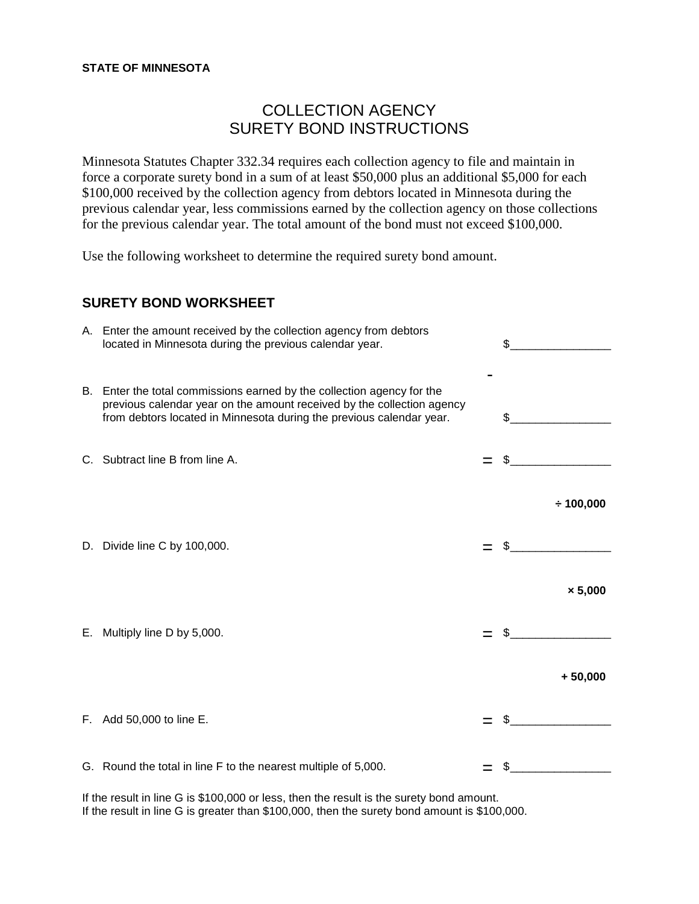**STATE OF MINNESOTA**

# COLLECTION AGENCY
# SURETY BOND INSTRUCTIONS

Minnesota Statutes Chapter 332.34 requires each collection agency to file and maintain in force a corporate surety bond in a sum of at least $50,000 plus an additional $5,000 for each $100,000 received by the collection agency from debtors located in Minnesota during the previous calendar year, less commissions earned by the collection agency on those collections for the previous calendar year. The total amount of the bond must not exceed $100,000.

Use the following worksheet to determine the required surety bond amount.

## SURETY BOND WORKSHEET

A. Enter the amount received by the collection agency from debtors located in Minnesota during the previous calendar year. $________________

-

B. Enter the total commissions earned by the collection agency for the previous calendar year on the amount received by the collection agency from debtors located in Minnesota during the previous calendar year. $________________

C. Subtract line B from line A. = $________________

**÷ 100,000**

D. Divide line C by 100,000. = $________________

**× 5,000**

E. Multiply line D by 5,000. = $________________

**+ 50,000**

F. Add 50,000 to line E. = $________________

G. Round the total in line F to the nearest multiple of 5,000. = $________________

If the result in line G is $100,000 or less, then the result is the surety bond amount.
If the result in line G is greater than $100,000, then the surety bond amount is $100,000.